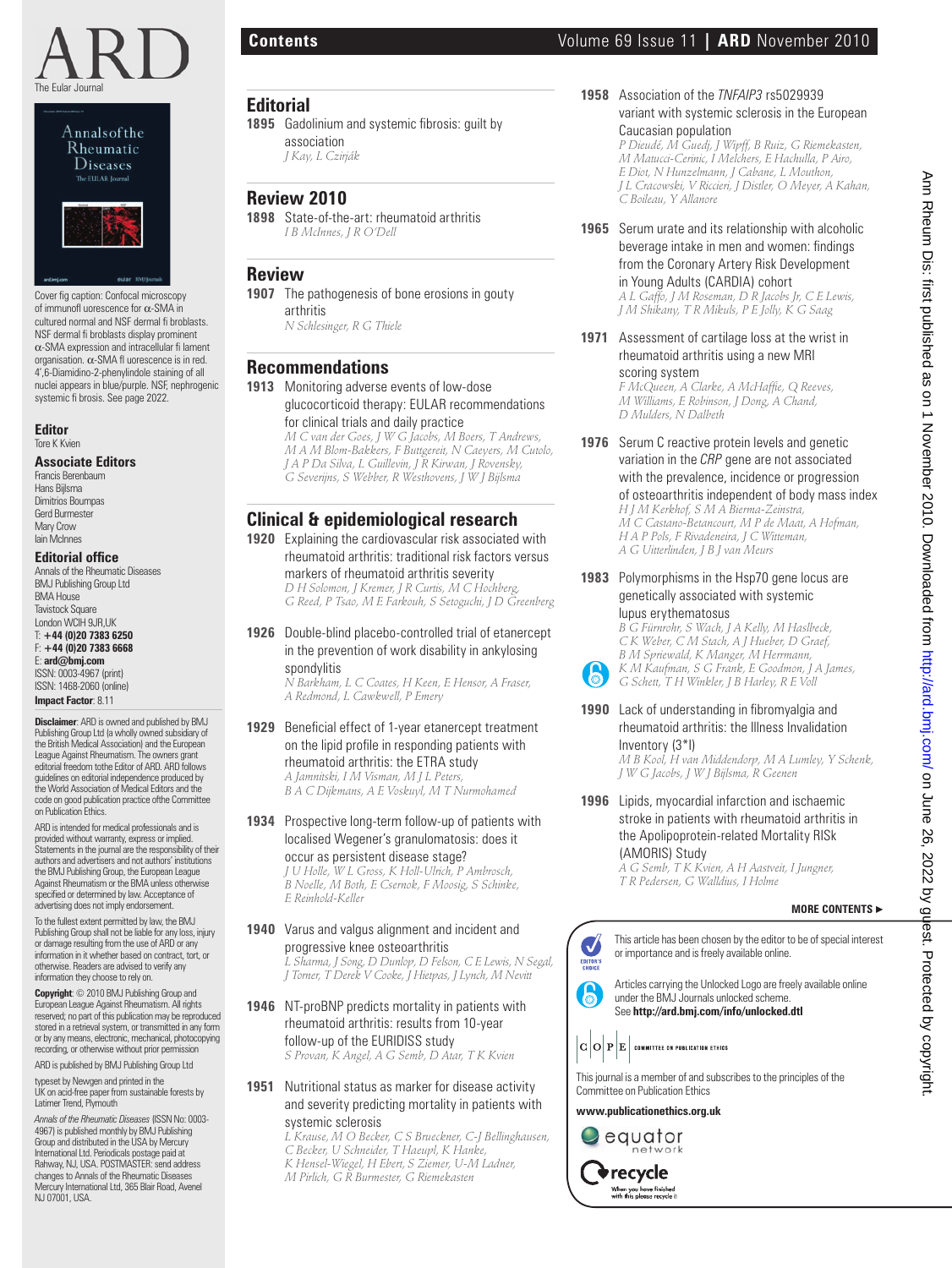# Contents

## Editorial

**1895** Gadolinium and systemic fibrosis: guilt by association
*J Kay, L Czirják*

## Review 2010

**1898** State-of-the-art: rheumatoid arthritis
*I B McInnes, J R O'Dell*

## Review

**1907** The pathogenesis of bone erosions in gouty arthritis
*N Schlesinger, R G Thiele*

## Recommendations

**1913** Monitoring adverse events of low-dose glucocorticoid therapy: EULAR recommendations for clinical trials and daily practice
*M C van der Goes, J W G Jacobs, M Boers, T Andrews, M A M Blom-Bakkers, F Buttgereit, N Caeyers, M Cutolo, J A P Da Silva, L Guillevin, J R Kirwan, J Rovensky, G Severijns, S Webber, R Westhovens, J W J Bijlsma*

## Clinical & epidemiological research

**1920** Explaining the cardiovascular risk associated with rheumatoid arthritis: traditional risk factors versus markers of rheumatoid arthritis severity
*D H Solomon, J Kremer, J R Curtis, M C Hochberg, G Reed, P Tsao, M E Farkouh, S Setoguchi, J D Greenberg*

**1926** Double-blind placebo-controlled trial of etanercept in the prevention of work disability in ankylosing spondylitis
*N Barkham, L C Coates, H Keen, E Hensor, A Fraser, A Redmond, L Cawkwell, P Emery*

**1929** Beneficial effect of 1-year etanercept treatment on the lipid profile in responding patients with rheumatoid arthritis: the ETRA study
*A Jamnitski, I M Visman, M J L Peters, B A C Dijkmans, A E Voskuyl, M T Nurmohamed*

**1934** Prospective long-term follow-up of patients with localised Wegener's granulomatosis: does it occur as persistent disease stage?
*J U Holle, W L Gross, K Holl-Ulrich, P Ambrosch, B Noelle, M Both, E Csernok, F Moosig, S Schinke, E Reinhold-Keller*

**1940** Varus and valgus alignment and incident and progressive knee osteoarthritis
*L Sharma, J Song, D Dunlop, D Felson, C E Lewis, N Segal, J Torner, T Derek V Cooke, J Hietpas, J Lynch, M Nevitt*

**1946** NT-proBNP predicts mortality in patients with rheumatoid arthritis: results from 10-year follow-up of the EURIDISS study
*S Provan, K Angel, A G Semb, D Atar, T K Kvien*

**1951** Nutritional status as marker for disease activity and severity predicting mortality in patients with systemic sclerosis
*L Krause, M O Becker, C S Brueckner, C-J Bellinghausen, C Becker, U Schneider, T Haeupl, K Hanke, K Hensel-Wiegel, H Ebert, S Ziemer, U-M Ladner, M Pirlich, G R Burmester, G Riemekasten*

**1958** Association of the *TNFAIP3* rs5029939 variant with systemic sclerosis in the European Caucasian population
*P Dieudé, M Guedj, J Wipff, B Ruiz, G Riemekasten, M Matucci-Cerinic, I Melchers, E Hachulla, P Airo, E Diot, N Hunzelmann, J Cabane, L Mouthon, J L Cracowski, V Riccieri, J Distler, O Meyer, A Kahan, C Boileau, Y Allanore*

**1965** Serum urate and its relationship with alcoholic beverage intake in men and women: findings from the Coronary Artery Risk Development in Young Adults (CARDIA) cohort
*A L Gaffo, J M Roseman, D R Jacobs Jr, C E Lewis, J M Shikany, T R Mikuls, P E Jolly, K G Saag*

**1971** Assessment of cartilage loss at the wrist in rheumatoid arthritis using a new MRI scoring system
*F McQueen, A Clarke, A McHaffie, Q Reeves, M Williams, E Robinson, J Dong, A Chand, D Mulders, N Dalbeth*

**1976** Serum C reactive protein levels and genetic variation in the *CRP* gene are not associated with the prevalence, incidence or progression of osteoarthritis independent of body mass index
*H J M Kerkhof, S M A Bierma-Zeinstra, M C Castano-Betancourt, M P de Maat, A Hofman, H A P Pols, F Rivadeneira, J C Witteman, A G Uitterlinden, J B J van Meurs*

**1983** Polymorphisms in the Hsp70 gene locus are genetically associated with systemic lupus erythematosus
*B G Fürnrohr, S Wach, J A Kelly, M Haslbeck, C K Weber, C M Stach, A J Hueber, D Graef, B M Spriewald, K Manger, M Herrmann, K M Kaufman, S G Frank, E Goodmon, J A James, G Schett, T H Winkler, J B Harley, R E Voll*

**1990** Lack of understanding in fibromyalgia and rheumatoid arthritis: the Illness Invalidation Inventory (3*I)
*M B Kool, H van Middendorp, M A Lumley, Y Schenk, J W G Jacobs, J W J Bijlsma, R Geenen*

**1996** Lipids, myocardial infarction and ischaemic stroke in patients with rheumatoid arthritis in the Apolipoprotein-related Mortality RISk (AMORIS) Study
*A G Semb, T K Kvien, A H Aastveit, I Jungner, T R Pedersen, G Walldius, I Holme*

**MORE CONTENTS ►**

This article has been chosen by the editor to be of special interest or importance and is freely available online.

Articles carrying the Unlocked Logo are freely available online under the BMJ Journals unlocked scheme. See **http://ard.bmj.com/info/unlocked.dtl**

COPE — COMMITTEE ON PUBLICATION ETHICS

This journal is a member of and subscribes to the principles of the Committee on Publication Ethics

**www.publicationethics.org.uk**

equator network

recycle — When you have finished with this please recycle it

---

Cover fig caption: Confocal microscopy of immunofluorescence for α-SMA in cultured normal and NSF dermal fibroblasts. NSF dermal fibroblasts display prominent α-SMA expression and intracellular filament organisation. α-SMA fluorescence is in red. 4′,6-Diamidino-2-phenylindole staining of all nuclei appears in blue/purple. NSF, nephrogenic systemic fibrosis. See page 2022.

### Editor
Tore K Kvien

### Associate Editors
Francis Berenbaum
Hans Bijlsma
Dimitrios Boumpas
Gerd Burmester
Mary Crow
Iain McInnes

### Editorial office
Annals of the Rheumatic Diseases
BMJ Publishing Group Ltd
BMA House
Tavistock Square
London WCIH 9JR,UK
T: **+44 (0)20 7383 6250**
F: **+44 (0)20 7383 6668**
E: **ard@bmj.com**
ISSN: 0003-4967 (print)
ISSN: 1468-2060 (online)
**Impact Factor**: 8.11

**Disclaimer**: ARD is owned and published by BMJ Publishing Group Ltd (a wholly owned subsidiary of the British Medical Association) and the European League Against Rheumatism. The owners grant editorial freedom tothe Editor of ARD. ARD follows guidelines on editorial independence produced by the World Association of Medical Editors and the code on good publication practice ofthe Committee on Publication Ethics.

ARD is intended for medical professionals and is provided without warranty, express or implied. Statements in the journal are the responsibility of their authors and advertisers and not authors' institutions the BMJ Publishing Group, the European League Against Rheumatism or the BMA unless otherwise specified or determined by law. Acceptance of advertising does not imply endorsement.

To the fullest extent permitted by law, the BMJ Publishing Group shall not be liable for any loss, injury or damage resulting from the use of ARD or any information in it whether based on contract, tort, or otherwise. Readers are advised to verify any information they choose to rely on.

**Copyright**: © 2010 BMJ Publishing Group and European League Against Rheumatism. All rights reserved; no part of this publication may be reproduced stored in a retrieval system, or transmitted in any form or by any means, electronic, mechanical, photocopying recording, or otherwise without prior permission

ARD is published by BMJ Publishing Group Ltd

typeset by Newgen and printed in the UK on acid-free paper from sustainable forests by Latimer Trend, Plymouth

*Annals of the Rheumatic Diseases* (ISSN No: 0003-4967) is published monthly by BMJ Publishing Group and distributed in the USA by Mercury International Ltd. Periodicals postage paid at Rahway, NJ, USA. POSTMASTER: send address changes to Annals of the Rheumatic Diseases Mercury International Ltd, 365 Blair Road, Avenel NJ 07001, USA.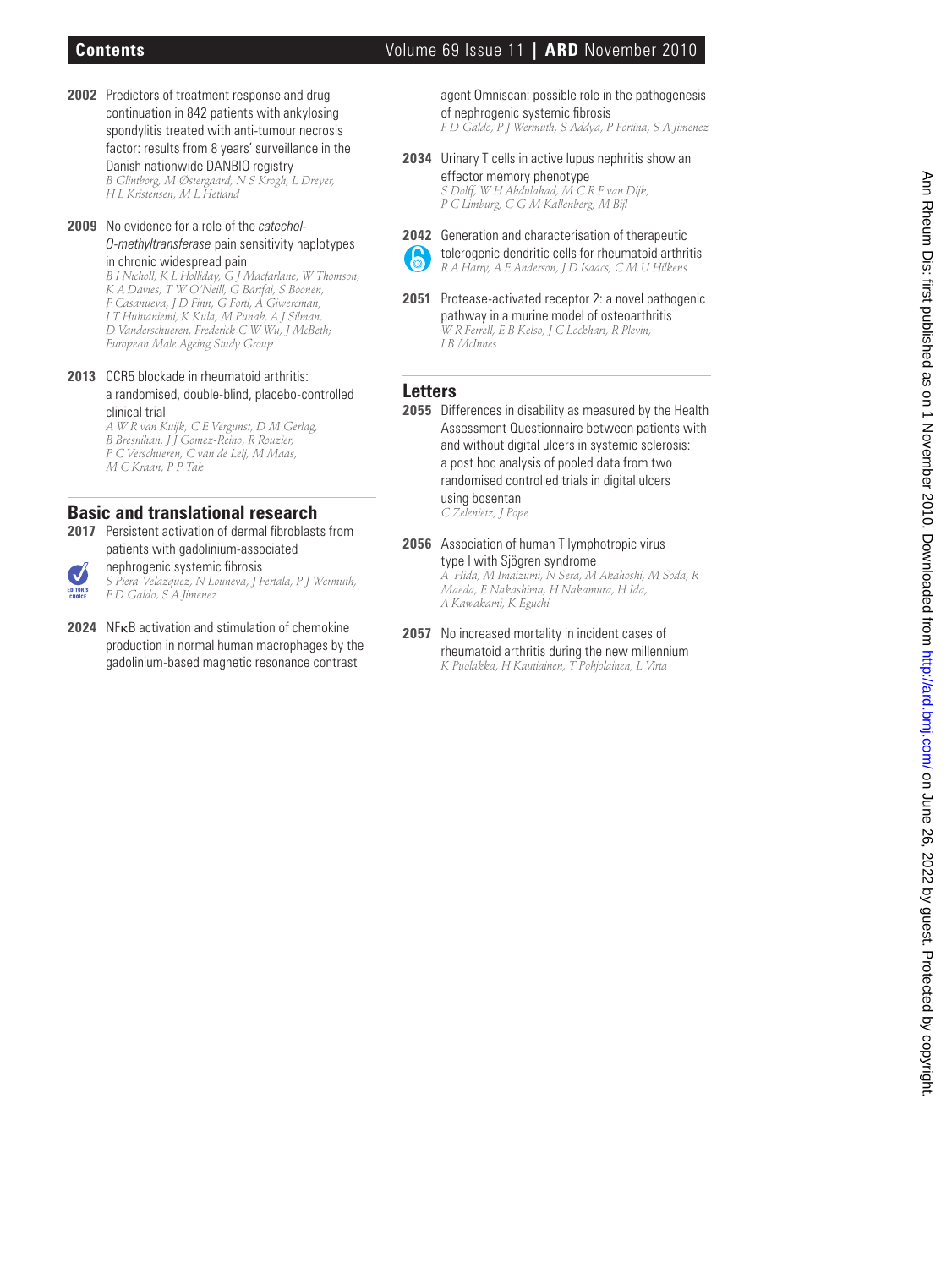**2002** Predictors of treatment response and drug continuation in 842 patients with ankylosing spondylitis treated with anti-tumour necrosis factor: results from 8 years' surveillance in the Danish nationwide DANBIO registry
*B Glintborg, M Østergaard, N S Krogh, L Dreyer, H L Kristensen, M L Hetland*

**2009** No evidence for a role of the *catechol-O-methyltransferase* pain sensitivity haplotypes in chronic widespread pain
*B I Nicholl, K L Holliday, G J Macfarlane, W Thomson, K A Davies, T W O'Neill, G Bartfai, S Boonen, F Casanueva, J D Finn, G Forti, A Giwercman, I T Huhtaniemi, K Kula, M Punab, A J Silman, D Vanderschueren, Frederick C W Wu, J McBeth; European Male Ageing Study Group*

**2013** CCR5 blockade in rheumatoid arthritis: a randomised, double-blind, placebo-controlled clinical trial
*A W R van Kuijk, C E Vergunst, D M Gerlag, B Bresnihan, J J Gomez-Reino, R Rouzier, P C Verschueren, C van de Leij, M Maas, M C Kraan, P P Tak*

## Basic and translational research

**2017** Persistent activation of dermal fibroblasts from patients with gadolinium-associated nephrogenic systemic fibrosis
*S Piera-Velazquez, N Louneva, J Fertala, P J Wermuth, F D Galdo, S A Jimenez*

**2024** NFκB activation and stimulation of chemokine production in normal human macrophages by the gadolinium-based magnetic resonance contrast agent Omniscan: possible role in the pathogenesis of nephrogenic systemic fibrosis
*F D Galdo, P J Wermuth, S Addya, P Fortina, S A Jimenez*

**2034** Urinary T cells in active lupus nephritis show an effector memory phenotype
*S Dolff, W H Abdulahad, M C R F van Dijk, P C Limburg, C G M Kallenberg, M Bijl*

**2042** Generation and characterisation of therapeutic tolerogenic dendritic cells for rheumatoid arthritis
*R A Harry, A E Anderson, J D Isaacs, C M U Hilkens*

**2051** Protease-activated receptor 2: a novel pathogenic pathway in a murine model of osteoarthritis
*W R Ferrell, E B Kelso, J C Lockhart, R Plevin, I B McInnes*

## Letters

**2055** Differences in disability as measured by the Health Assessment Questionnaire between patients with and without digital ulcers in systemic sclerosis: a post hoc analysis of pooled data from two randomised controlled trials in digital ulcers using bosentan
*C Zelenietz, J Pope*

**2056** Association of human T lymphotropic virus type I with Sjögren syndrome
*A Hida, M Imaizumi, N Sera, M Akahoshi, M Soda, R Maeda, E Nakashima, H Nakamura, H Ida, A Kawakami, K Eguchi*

**2057** No increased mortality in incident cases of rheumatoid arthritis during the new millennium
*K Puolakka, H Kautiainen, T Pohjolainen, L Virta*